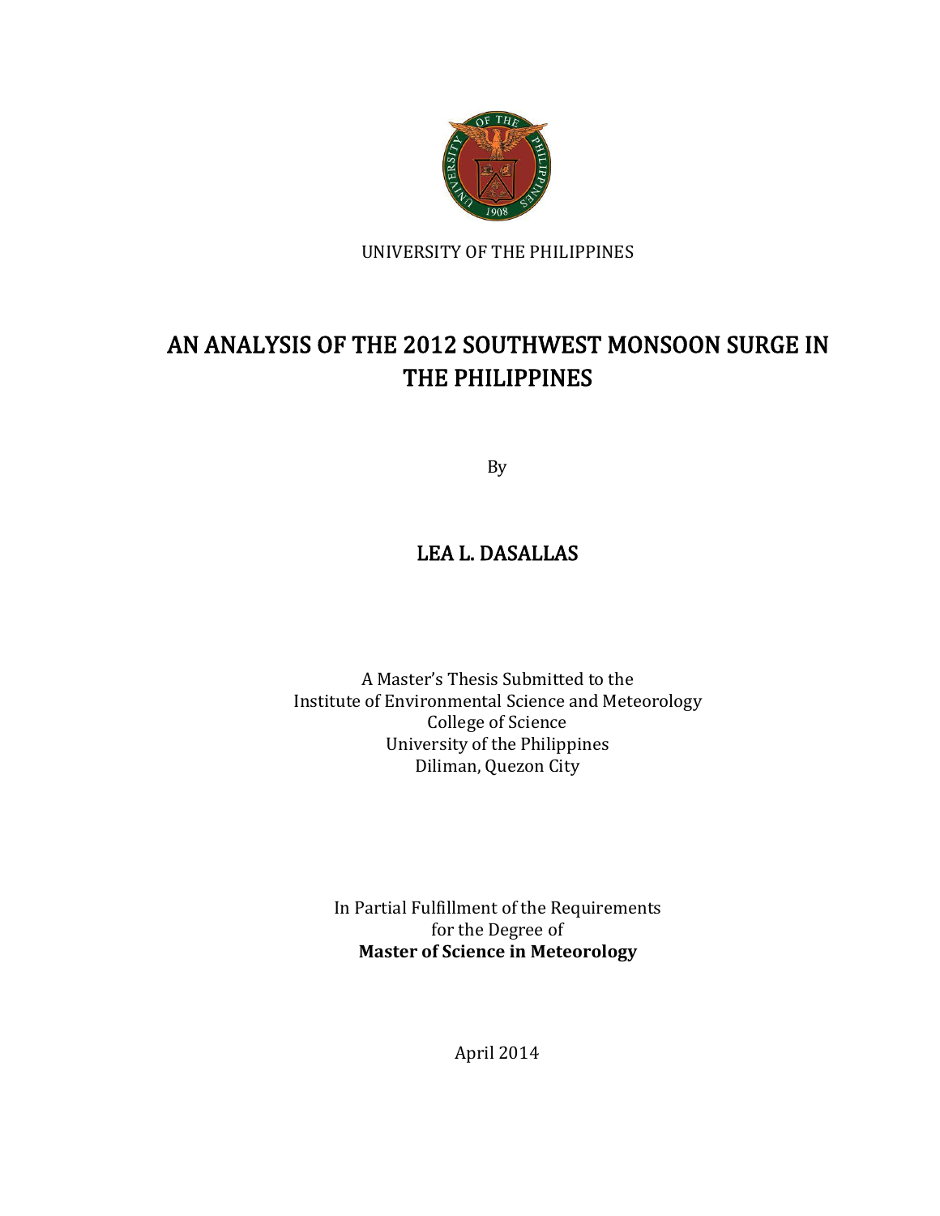UNIVERSITY OF THE PHILIPPINES

# AN ANALYSIS OF THE 2012 SOUTHWEST MONSOON SURGE IN THE PHILIPPINES

By

## LEA L. DASALLAS

A Master's Thesis Submitted to the
Institute of Environmental Science and Meteorology
College of Science
University of the Philippines
Diliman, Quezon City

In Partial Fulfillment of the Requirements
for the Degree of
**Master of Science in Meteorology**

April 2014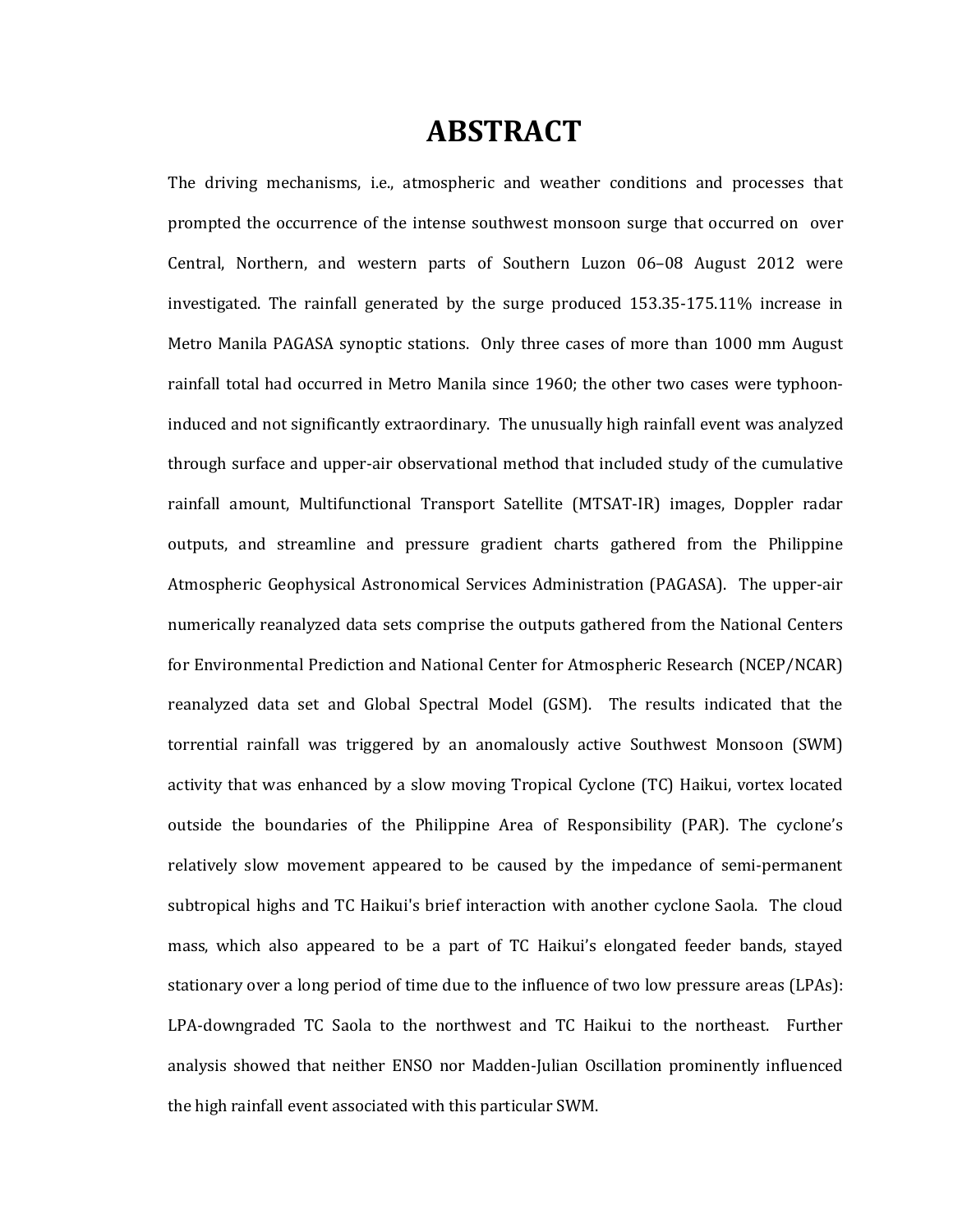# ABSTRACT

The driving mechanisms, i.e., atmospheric and weather conditions and processes that prompted the occurrence of the intense southwest monsoon surge that occurred on over Central, Northern, and western parts of Southern Luzon 06–08 August 2012 were investigated. The rainfall generated by the surge produced 153.35-175.11% increase in Metro Manila PAGASA synoptic stations. Only three cases of more than 1000 mm August rainfall total had occurred in Metro Manila since 1960; the other two cases were typhoon-induced and not significantly extraordinary. The unusually high rainfall event was analyzed through surface and upper-air observational method that included study of the cumulative rainfall amount, Multifunctional Transport Satellite (MTSAT-IR) images, Doppler radar outputs, and streamline and pressure gradient charts gathered from the Philippine Atmospheric Geophysical Astronomical Services Administration (PAGASA). The upper-air numerically reanalyzed data sets comprise the outputs gathered from the National Centers for Environmental Prediction and National Center for Atmospheric Research (NCEP/NCAR) reanalyzed data set and Global Spectral Model (GSM). The results indicated that the torrential rainfall was triggered by an anomalously active Southwest Monsoon (SWM) activity that was enhanced by a slow moving Tropical Cyclone (TC) Haikui, vortex located outside the boundaries of the Philippine Area of Responsibility (PAR). The cyclone's relatively slow movement appeared to be caused by the impedance of semi-permanent subtropical highs and TC Haikui's brief interaction with another cyclone Saola. The cloud mass, which also appeared to be a part of TC Haikui's elongated feeder bands, stayed stationary over a long period of time due to the influence of two low pressure areas (LPAs): LPA-downgraded TC Saola to the northwest and TC Haikui to the northeast. Further analysis showed that neither ENSO nor Madden-Julian Oscillation prominently influenced the high rainfall event associated with this particular SWM.